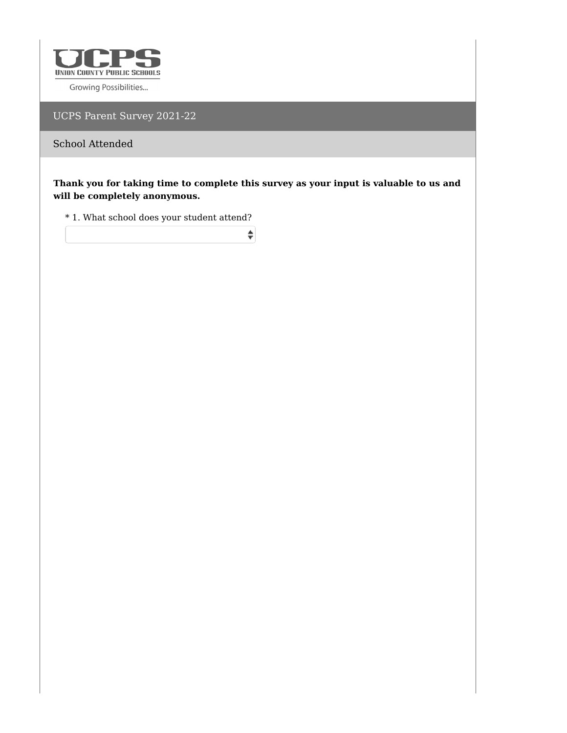UCPS
UNION COUNTY PUBLIC SCHOOLS
Growing Possibilities...

# UCPS Parent Survey 2021-22

## School Attended

**Thank you for taking time to complete this survey as your input is valuable to us and will be completely anonymous.**

* 1. What school does your student attend?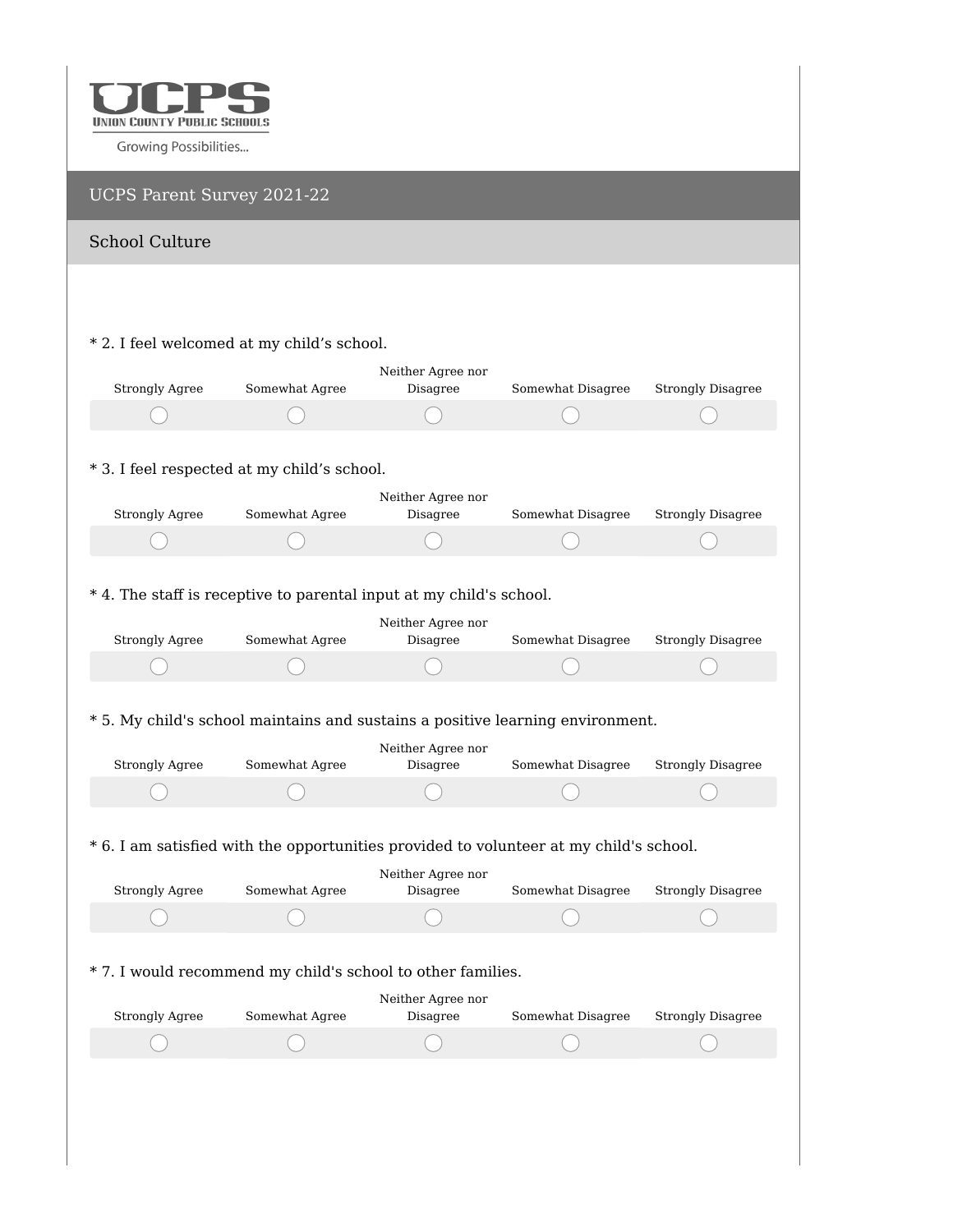UCPS
UNION COUNTY PUBLIC SCHOOLS
Growing Possibilities...

# UCPS Parent Survey 2021-22

## School Culture

\* 2. I feel welcomed at my child’s school.

| Strongly Agree | Somewhat Agree | Neither Agree nor Disagree | Somewhat Disagree | Strongly Disagree |
|---|---|---|---|---|
| ◯ | ◯ | ◯ | ◯ | ◯ |

\* 3. I feel respected at my child’s school.

| Strongly Agree | Somewhat Agree | Neither Agree nor Disagree | Somewhat Disagree | Strongly Disagree |
|---|---|---|---|---|
| ◯ | ◯ | ◯ | ◯ | ◯ |

\* 4. The staff is receptive to parental input at my child's school.

| Strongly Agree | Somewhat Agree | Neither Agree nor Disagree | Somewhat Disagree | Strongly Disagree |
|---|---|---|---|---|
| ◯ | ◯ | ◯ | ◯ | ◯ |

\* 5. My child's school maintains and sustains a positive learning environment.

| Strongly Agree | Somewhat Agree | Neither Agree nor Disagree | Somewhat Disagree | Strongly Disagree |
|---|---|---|---|---|
| ◯ | ◯ | ◯ | ◯ | ◯ |

\* 6. I am satisfied with the opportunities provided to volunteer at my child's school.

| Strongly Agree | Somewhat Agree | Neither Agree nor Disagree | Somewhat Disagree | Strongly Disagree |
|---|---|---|---|---|
| ◯ | ◯ | ◯ | ◯ | ◯ |

\* 7. I would recommend my child's school to other families.

| Strongly Agree | Somewhat Agree | Neither Agree nor Disagree | Somewhat Disagree | Strongly Disagree |
|---|---|---|---|---|
| ◯ | ◯ | ◯ | ◯ | ◯ |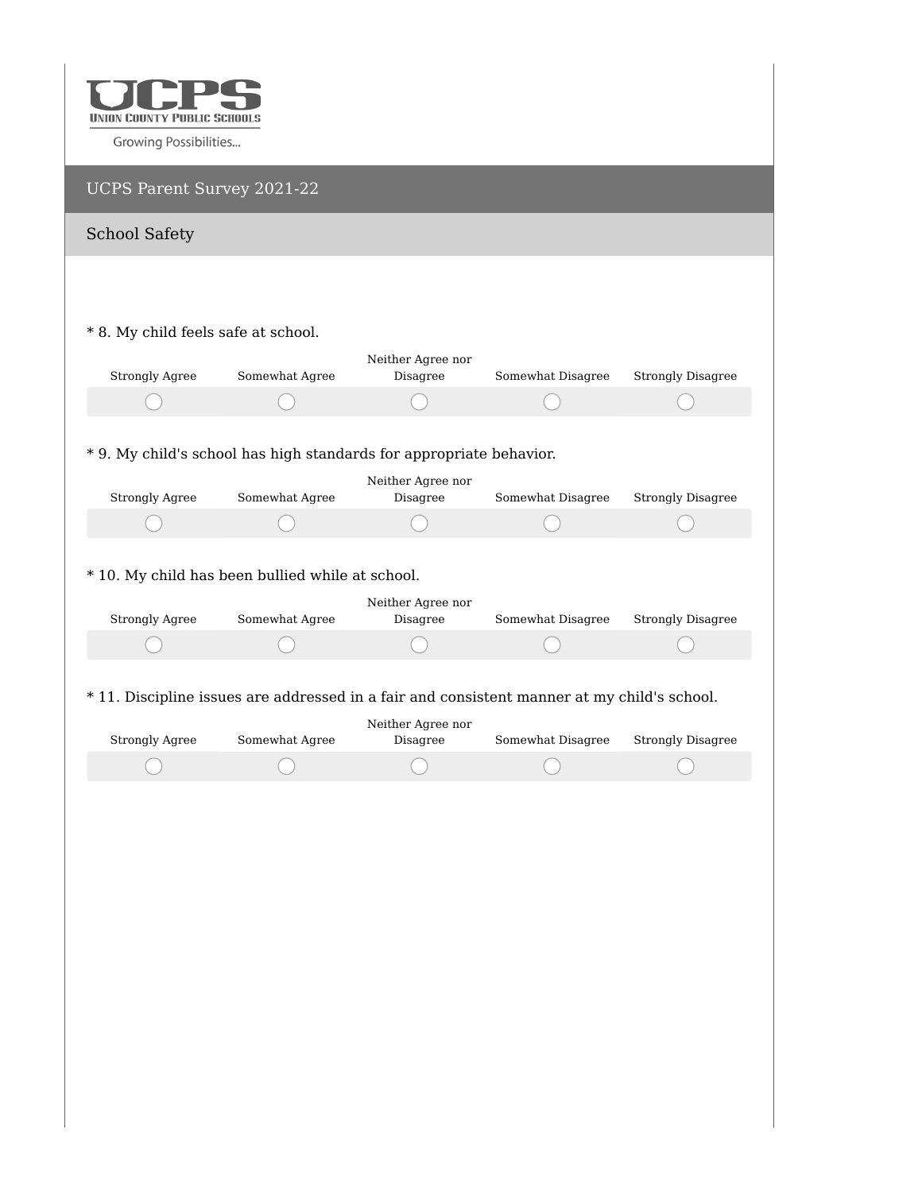UNION COUNTY PUBLIC SCHOOLS

Growing Possibilities...

# UCPS Parent Survey 2021-22

## School Safety

* 8. My child feels safe at school.

| Strongly Agree | Somewhat Agree | Neither Agree nor Disagree | Somewhat Disagree | Strongly Disagree |
|---|---|---|---|---|
| ◯ | ◯ | ◯ | ◯ | ◯ |

* 9. My child's school has high standards for appropriate behavior.

| Strongly Agree | Somewhat Agree | Neither Agree nor Disagree | Somewhat Disagree | Strongly Disagree |
|---|---|---|---|---|
| ◯ | ◯ | ◯ | ◯ | ◯ |

* 10. My child has been bullied while at school.

| Strongly Agree | Somewhat Agree | Neither Agree nor Disagree | Somewhat Disagree | Strongly Disagree |
|---|---|---|---|---|
| ◯ | ◯ | ◯ | ◯ | ◯ |

* 11. Discipline issues are addressed in a fair and consistent manner at my child's school.

| Strongly Agree | Somewhat Agree | Neither Agree nor Disagree | Somewhat Disagree | Strongly Disagree |
|---|---|---|---|---|
| ◯ | ◯ | ◯ | ◯ | ◯ |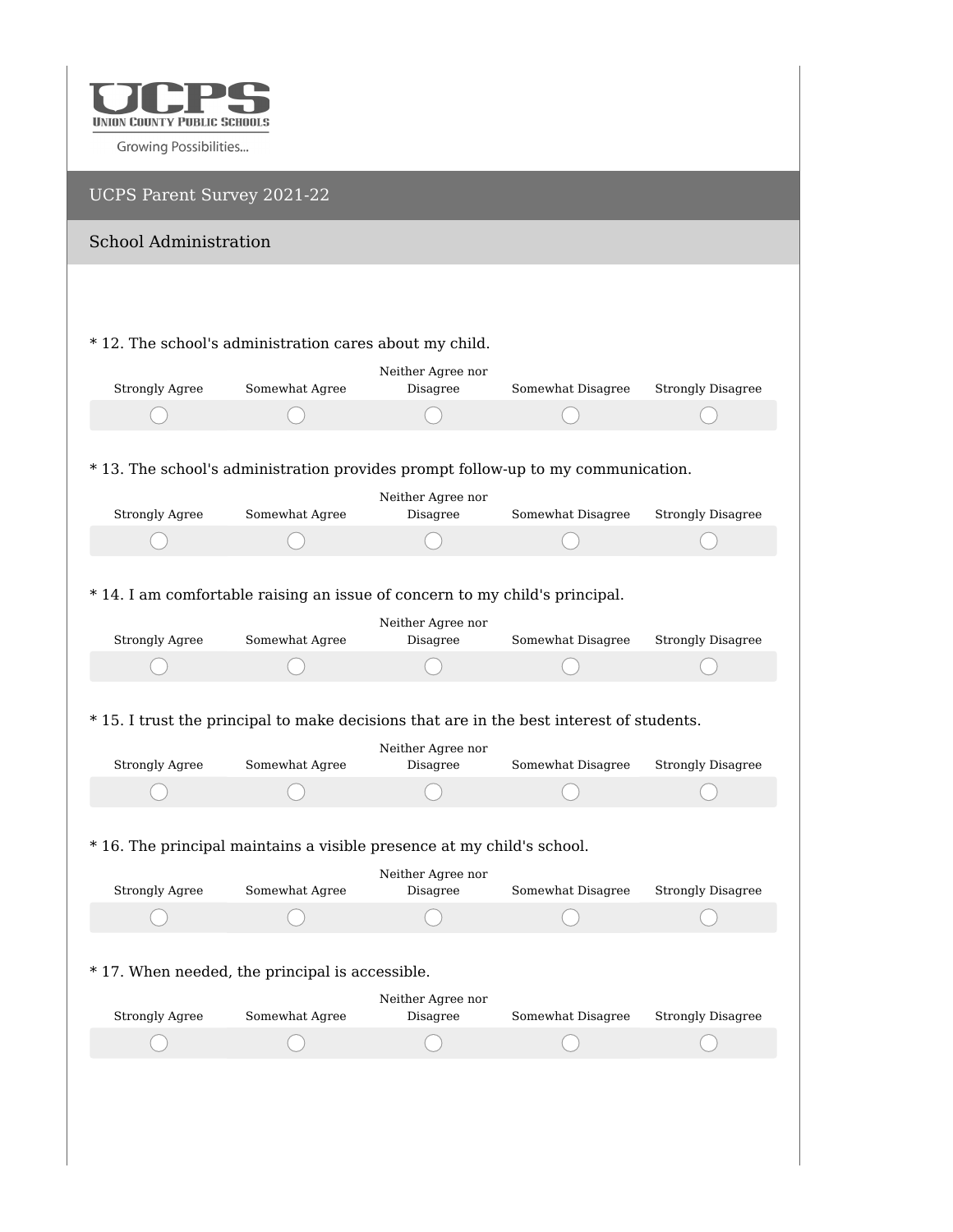UNION COUNTY PUBLIC SCHOOLS

Growing Possibilities...

# UCPS Parent Survey 2021-22

## School Administration

* 12. The school's administration cares about my child.

| Strongly Agree | Somewhat Agree | Neither Agree nor Disagree | Somewhat Disagree | Strongly Disagree |
|---|---|---|---|---|
| ◯ | ◯ | ◯ | ◯ | ◯ |

* 13. The school's administration provides prompt follow-up to my communication.

| Strongly Agree | Somewhat Agree | Neither Agree nor Disagree | Somewhat Disagree | Strongly Disagree |
|---|---|---|---|---|
| ◯ | ◯ | ◯ | ◯ | ◯ |

* 14. I am comfortable raising an issue of concern to my child's principal.

| Strongly Agree | Somewhat Agree | Neither Agree nor Disagree | Somewhat Disagree | Strongly Disagree |
|---|---|---|---|---|
| ◯ | ◯ | ◯ | ◯ | ◯ |

* 15. I trust the principal to make decisions that are in the best interest of students.

| Strongly Agree | Somewhat Agree | Neither Agree nor Disagree | Somewhat Disagree | Strongly Disagree |
|---|---|---|---|---|
| ◯ | ◯ | ◯ | ◯ | ◯ |

* 16. The principal maintains a visible presence at my child's school.

| Strongly Agree | Somewhat Agree | Neither Agree nor Disagree | Somewhat Disagree | Strongly Disagree |
|---|---|---|---|---|
| ◯ | ◯ | ◯ | ◯ | ◯ |

* 17. When needed, the principal is accessible.

| Strongly Agree | Somewhat Agree | Neither Agree nor Disagree | Somewhat Disagree | Strongly Disagree |
|---|---|---|---|---|
| ◯ | ◯ | ◯ | ◯ | ◯ |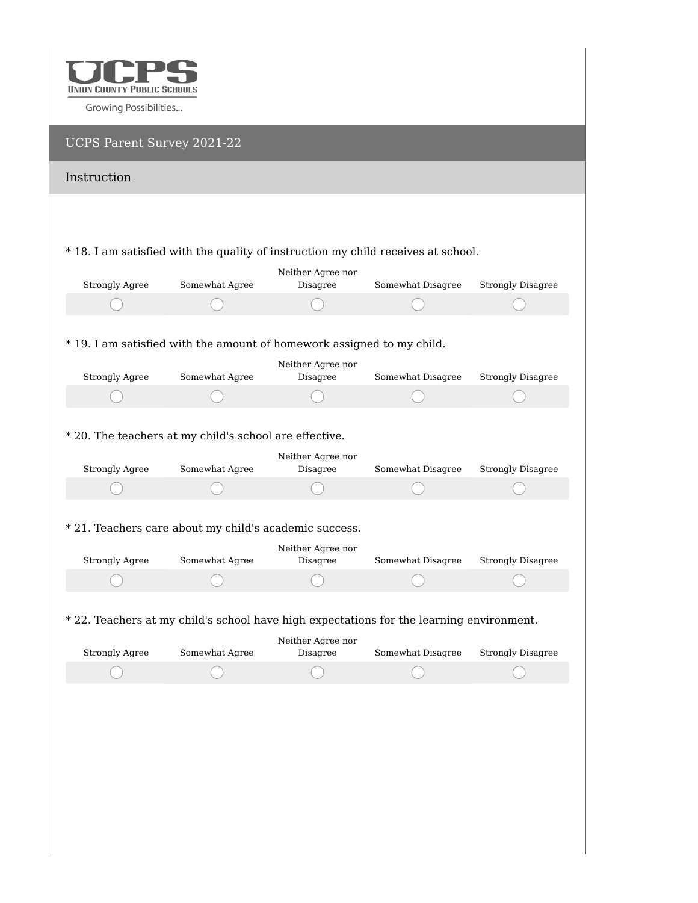UNION COUNTY PUBLIC SCHOOLS

Growing Possibilities...

# UCPS Parent Survey 2021-22

## Instruction

* 18. I am satisfied with the quality of instruction my child receives at school.

| Strongly Agree | Somewhat Agree | Neither Agree nor Disagree | Somewhat Disagree | Strongly Disagree |
| --- | --- | --- | --- | --- |
| ○ | ○ | ○ | ○ | ○ |

* 19. I am satisfied with the amount of homework assigned to my child.

| Strongly Agree | Somewhat Agree | Neither Agree nor Disagree | Somewhat Disagree | Strongly Disagree |
| --- | --- | --- | --- | --- |
| ○ | ○ | ○ | ○ | ○ |

* 20. The teachers at my child's school are effective.

| Strongly Agree | Somewhat Agree | Neither Agree nor Disagree | Somewhat Disagree | Strongly Disagree |
| --- | --- | --- | --- | --- |
| ○ | ○ | ○ | ○ | ○ |

* 21. Teachers care about my child's academic success.

| Strongly Agree | Somewhat Agree | Neither Agree nor Disagree | Somewhat Disagree | Strongly Disagree |
| --- | --- | --- | --- | --- |
| ○ | ○ | ○ | ○ | ○ |

* 22. Teachers at my child's school have high expectations for the learning environment.

| Strongly Agree | Somewhat Agree | Neither Agree nor Disagree | Somewhat Disagree | Strongly Disagree |
| --- | --- | --- | --- | --- |
| ○ | ○ | ○ | ○ | ○ |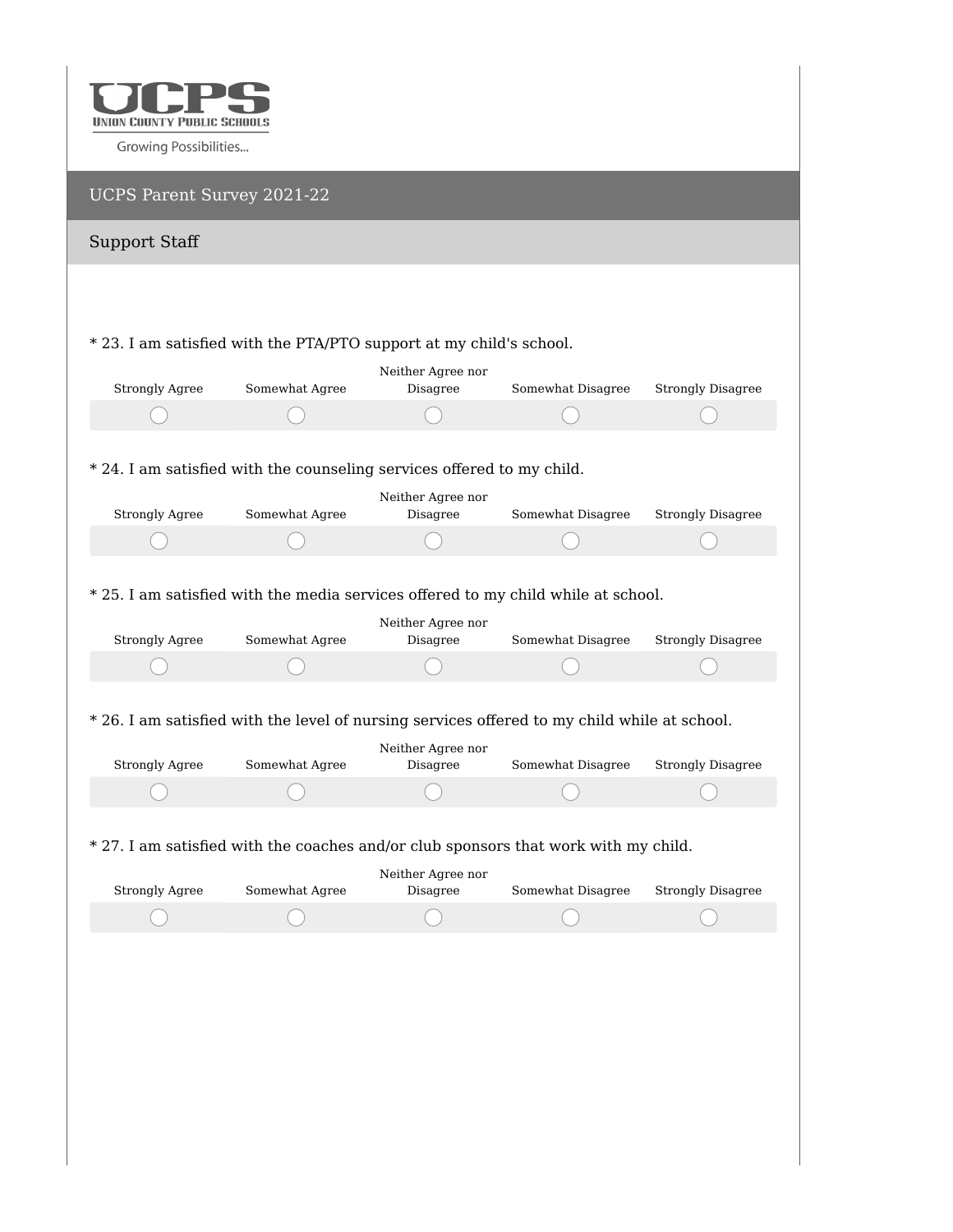UCPS
Union County Public Schools
Growing Possibilities...

# UCPS Parent Survey 2021-22

## Support Staff

* 23. I am satisfied with the PTA/PTO support at my child's school.

| Strongly Agree | Somewhat Agree | Neither Agree nor Disagree | Somewhat Disagree | Strongly Disagree |
|---|---|---|---|---|
| ◯ | ◯ | ◯ | ◯ | ◯ |

* 24. I am satisfied with the counseling services offered to my child.

| Strongly Agree | Somewhat Agree | Neither Agree nor Disagree | Somewhat Disagree | Strongly Disagree |
|---|---|---|---|---|
| ◯ | ◯ | ◯ | ◯ | ◯ |

* 25. I am satisfied with the media services offered to my child while at school.

| Strongly Agree | Somewhat Agree | Neither Agree nor Disagree | Somewhat Disagree | Strongly Disagree |
|---|---|---|---|---|
| ◯ | ◯ | ◯ | ◯ | ◯ |

* 26. I am satisfied with the level of nursing services offered to my child while at school.

| Strongly Agree | Somewhat Agree | Neither Agree nor Disagree | Somewhat Disagree | Strongly Disagree |
|---|---|---|---|---|
| ◯ | ◯ | ◯ | ◯ | ◯ |

* 27. I am satisfied with the coaches and/or club sponsors that work with my child.

| Strongly Agree | Somewhat Agree | Neither Agree nor Disagree | Somewhat Disagree | Strongly Disagree |
|---|---|---|---|---|
| ◯ | ◯ | ◯ | ◯ | ◯ |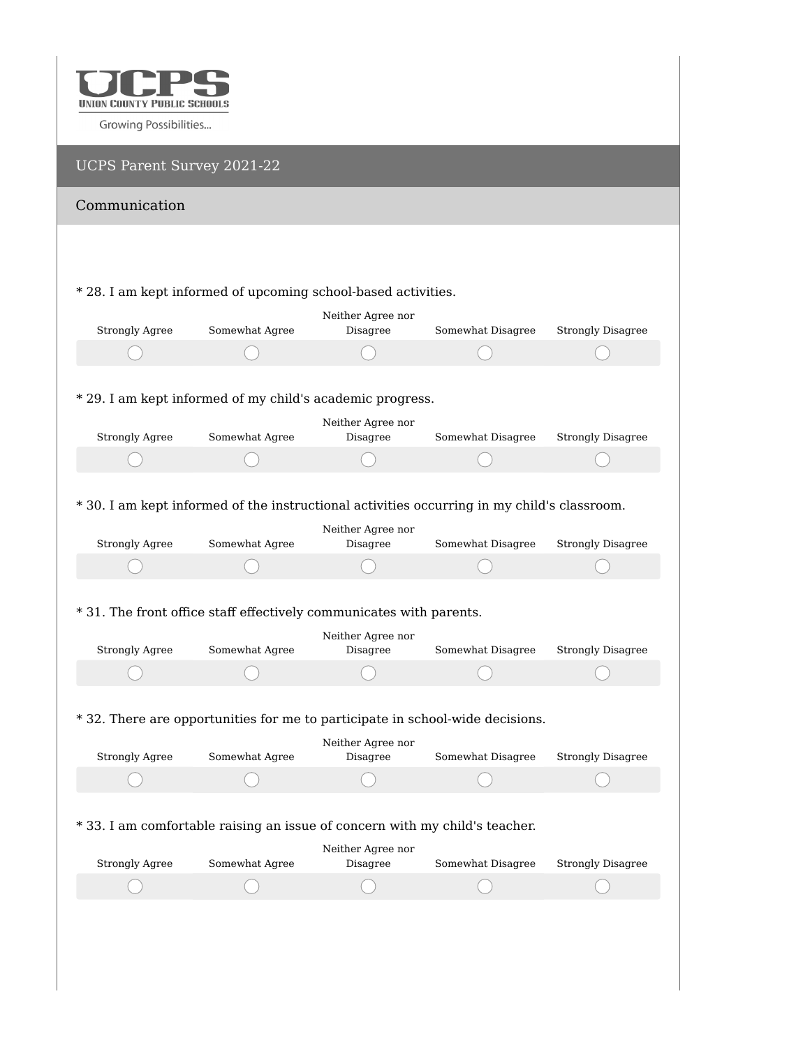UCPS
UNION COUNTY PUBLIC SCHOOLS
Growing Possibilities...

# UCPS Parent Survey 2021-22

## Communication

* 28. I am kept informed of upcoming school-based activities.

| Strongly Agree | Somewhat Agree | Neither Agree nor Disagree | Somewhat Disagree | Strongly Disagree |
| --- | --- | --- | --- | --- |
| ◯ | ◯ | ◯ | ◯ | ◯ |

* 29. I am kept informed of my child's academic progress.

| Strongly Agree | Somewhat Agree | Neither Agree nor Disagree | Somewhat Disagree | Strongly Disagree |
| --- | --- | --- | --- | --- |
| ◯ | ◯ | ◯ | ◯ | ◯ |

* 30. I am kept informed of the instructional activities occurring in my child's classroom.

| Strongly Agree | Somewhat Agree | Neither Agree nor Disagree | Somewhat Disagree | Strongly Disagree |
| --- | --- | --- | --- | --- |
| ◯ | ◯ | ◯ | ◯ | ◯ |

* 31. The front office staff effectively communicates with parents.

| Strongly Agree | Somewhat Agree | Neither Agree nor Disagree | Somewhat Disagree | Strongly Disagree |
| --- | --- | --- | --- | --- |
| ◯ | ◯ | ◯ | ◯ | ◯ |

* 32. There are opportunities for me to participate in school-wide decisions.

| Strongly Agree | Somewhat Agree | Neither Agree nor Disagree | Somewhat Disagree | Strongly Disagree |
| --- | --- | --- | --- | --- |
| ◯ | ◯ | ◯ | ◯ | ◯ |

* 33. I am comfortable raising an issue of concern with my child's teacher.

| Strongly Agree | Somewhat Agree | Neither Agree nor Disagree | Somewhat Disagree | Strongly Disagree |
| --- | --- | --- | --- | --- |
| ◯ | ◯ | ◯ | ◯ | ◯ |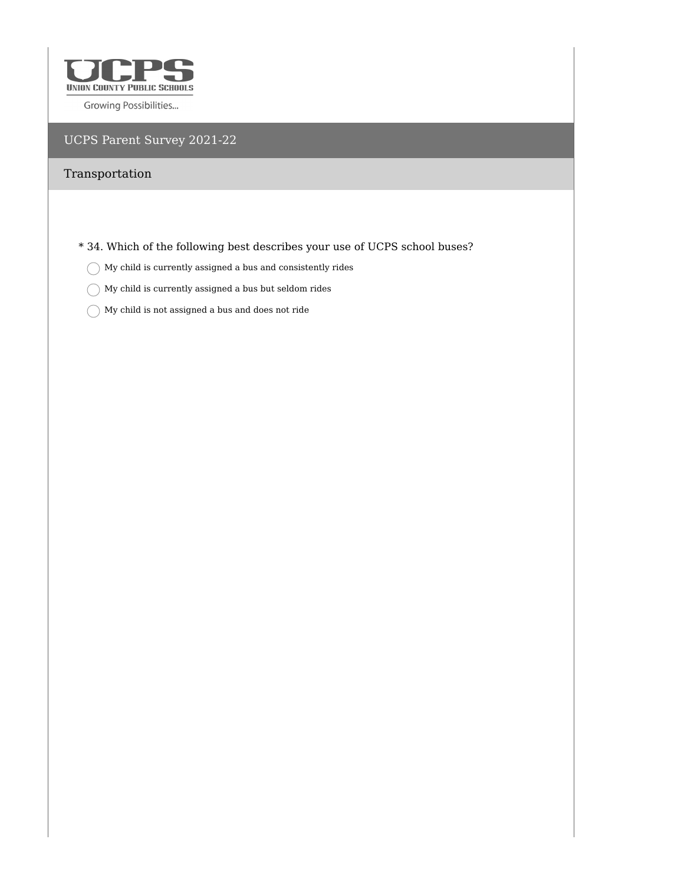UNION COUNTY PUBLIC SCHOOLS

Growing Possibilities...

# UCPS Parent Survey 2021-22

## Transportation

\* 34. Which of the following best describes your use of UCPS school buses?

- ◯ My child is currently assigned a bus and consistently rides
- ◯ My child is currently assigned a bus but seldom rides
- ◯ My child is not assigned a bus and does not ride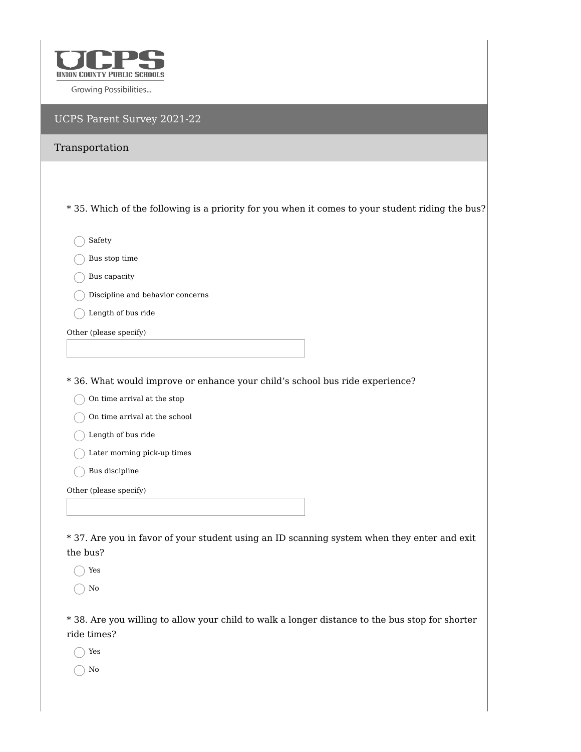UNION COUNTY PUBLIC SCHOOLS

Growing Possibilities...

# UCPS Parent Survey 2021-22

## Transportation

* 35. Which of the following is a priority for you when it comes to your student riding the bus?

- ◯ Safety
- ◯ Bus stop time
- ◯ Bus capacity
- ◯ Discipline and behavior concerns
- ◯ Length of bus ride

Other (please specify)

* 36. What would improve or enhance your child’s school bus ride experience?

- ◯ On time arrival at the stop
- ◯ On time arrival at the school
- ◯ Length of bus ride
- ◯ Later morning pick-up times
- ◯ Bus discipline

Other (please specify)

* 37. Are you in favor of your student using an ID scanning system when they enter and exit the bus?

- ◯ Yes
- ◯ No

* 38. Are you willing to allow your child to walk a longer distance to the bus stop for shorter ride times?

- ◯ Yes
- ◯ No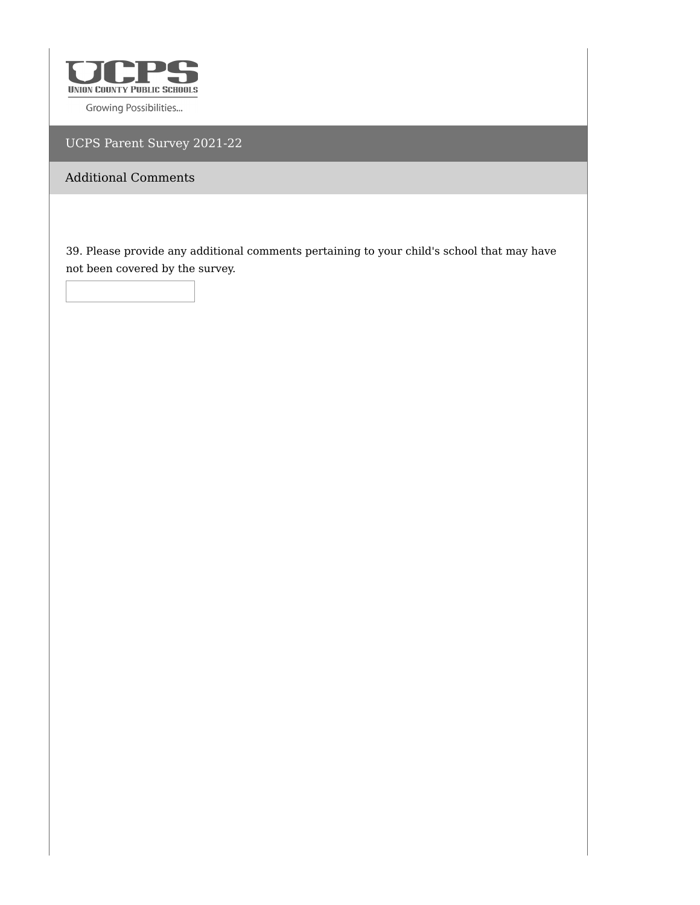UNION COUNTY PUBLIC SCHOOLS

Growing Possibilities...

# UCPS Parent Survey 2021-22

## Additional Comments

39. Please provide any additional comments pertaining to your child's school that may have not been covered by the survey.